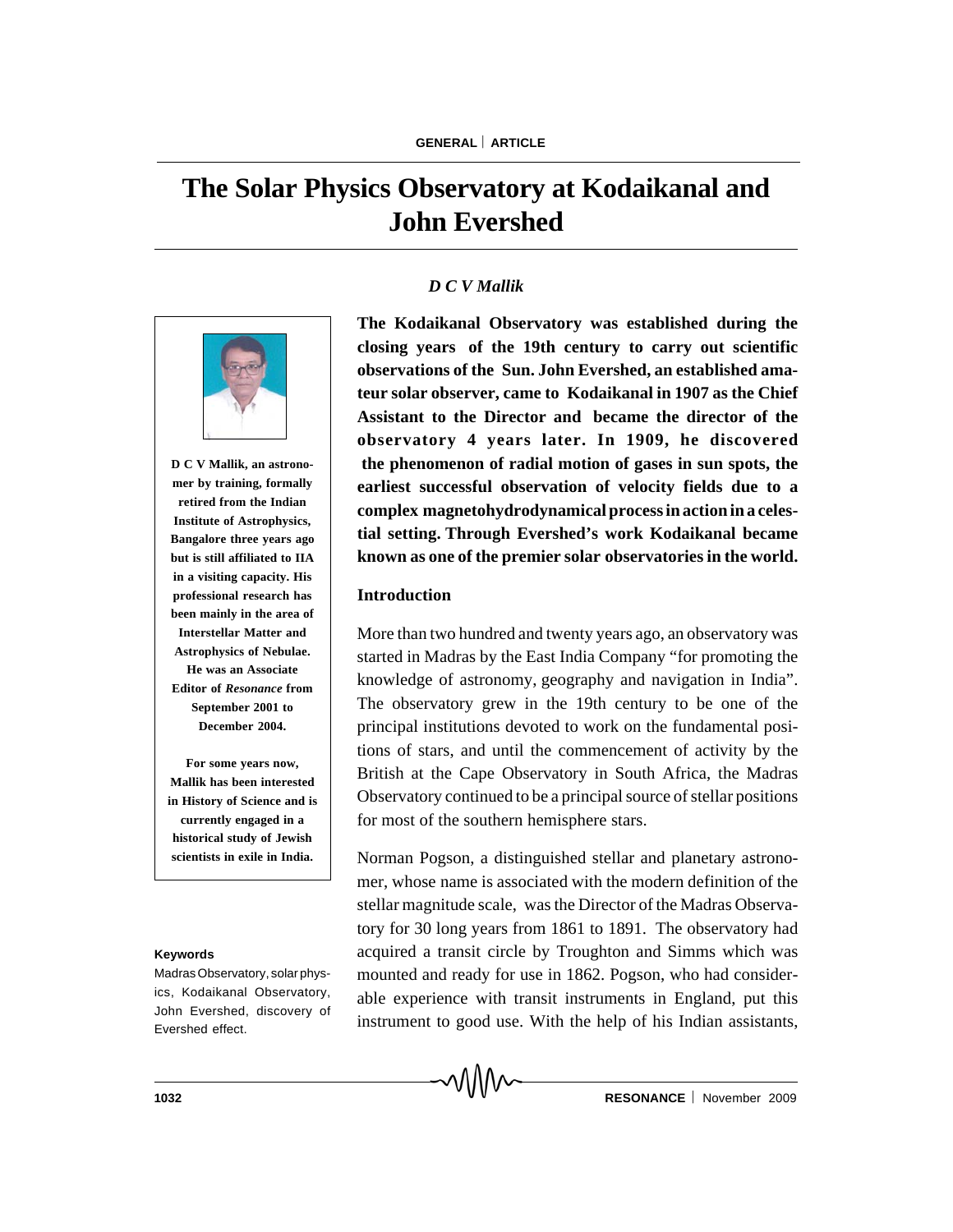# The Solar Physics Observatory at Kodaikanal and John Evershed

*D C V Mallik*

**The Kodaikanal Observatory was established during the closing years of the 19th century to carry out scientific observations of the Sun. John Evershed, an established amateur solar observer, came to Kodaikanal in 1907 as the Chief Assistant to the Director and became the director of the observatory 4 years later. In 1909, he discovered the phenomenon of radial motion of gases in sun spots, the earliest successful observation of velocity fields due to a complex magnetohydrodynamical process in action in a celestial setting. Through Evershed's work Kodaikanal became known as one of the premier solar observatories in the world.**

**D C V Mallik, an astronomer by training, formally retired from the Indian Institute of Astrophysics, Bangalore three years ago but is still affiliated to IIA in a visiting capacity. His professional research has been mainly in the area of Interstellar Matter and Astrophysics of Nebulae. He was an Associate Editor of *Resonance* from September 2001 to December 2004.**

**For some years now, Mallik has been interested in History of Science and is currently engaged in a historical study of Jewish scientists in exile in India.**

**Keywords**

Madras Observatory, solar physics, Kodaikanal Observatory, John Evershed, discovery of Evershed effect.

## Introduction

More than two hundred and twenty years ago, an observatory was started in Madras by the East India Company "for promoting the knowledge of astronomy, geography and navigation in India". The observatory grew in the 19th century to be one of the principal institutions devoted to work on the fundamental positions of stars, and until the commencement of activity by the British at the Cape Observatory in South Africa, the Madras Observatory continued to be a principal source of stellar positions for most of the southern hemisphere stars.

Norman Pogson, a distinguished stellar and planetary astronomer, whose name is associated with the modern definition of the stellar magnitude scale, was the Director of the Madras Observatory for 30 long years from 1861 to 1891. The observatory had acquired a transit circle by Troughton and Simms which was mounted and ready for use in 1862. Pogson, who had considerable experience with transit instruments in England, put this instrument to good use. With the help of his Indian assistants,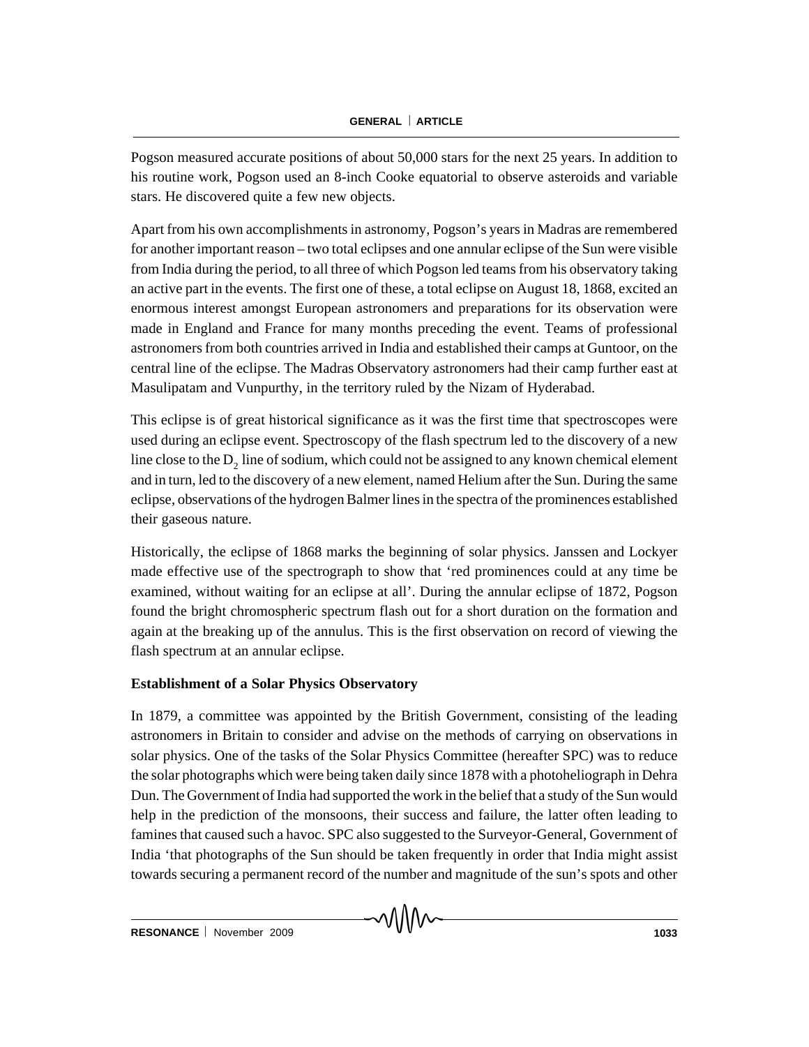Pogson measured accurate positions of about 50,000 stars for the next 25 years. In addition to his routine work, Pogson used an 8-inch Cooke equatorial to observe asteroids and variable stars. He discovered quite a few new objects.

Apart from his own accomplishments in astronomy, Pogson's years in Madras are remembered for another important reason – two total eclipses and one annular eclipse of the Sun were visible from India during the period, to all three of which Pogson led teams from his observatory taking an active part in the events. The first one of these, a total eclipse on August 18, 1868, excited an enormous interest amongst European astronomers and preparations for its observation were made in England and France for many months preceding the event. Teams of professional astronomers from both countries arrived in India and established their camps at Guntoor, on the central line of the eclipse. The Madras Observatory astronomers had their camp further east at Masulipatam and Vunpurthy, in the territory ruled by the Nizam of Hyderabad.

This eclipse is of great historical significance as it was the first time that spectroscopes were used during an eclipse event. Spectroscopy of the flash spectrum led to the discovery of a new line close to the $D_2$ line of sodium, which could not be assigned to any known chemical element and in turn, led to the discovery of a new element, named Helium after the Sun. During the same eclipse, observations of the hydrogen Balmer lines in the spectra of the prominences established their gaseous nature.

Historically, the eclipse of 1868 marks the beginning of solar physics. Janssen and Lockyer made effective use of the spectrograph to show that 'red prominences could at any time be examined, without waiting for an eclipse at all'. During the annular eclipse of 1872, Pogson found the bright chromospheric spectrum flash out for a short duration on the formation and again at the breaking up of the annulus. This is the first observation on record of viewing the flash spectrum at an annular eclipse.

**Establishment of a Solar Physics Observatory**

In 1879, a committee was appointed by the British Government, consisting of the leading astronomers in Britain to consider and advise on the methods of carrying on observations in solar physics. One of the tasks of the Solar Physics Committee (hereafter SPC) was to reduce the solar photographs which were being taken daily since 1878 with a photoheliograph in Dehra Dun. The Government of India had supported the work in the belief that a study of the Sun would help in the prediction of the monsoons, their success and failure, the latter often leading to famines that caused such a havoc. SPC also suggested to the Surveyor-General, Government of India 'that photographs of the Sun should be taken frequently in order that India might assist towards securing a permanent record of the number and magnitude of the sun's spots and other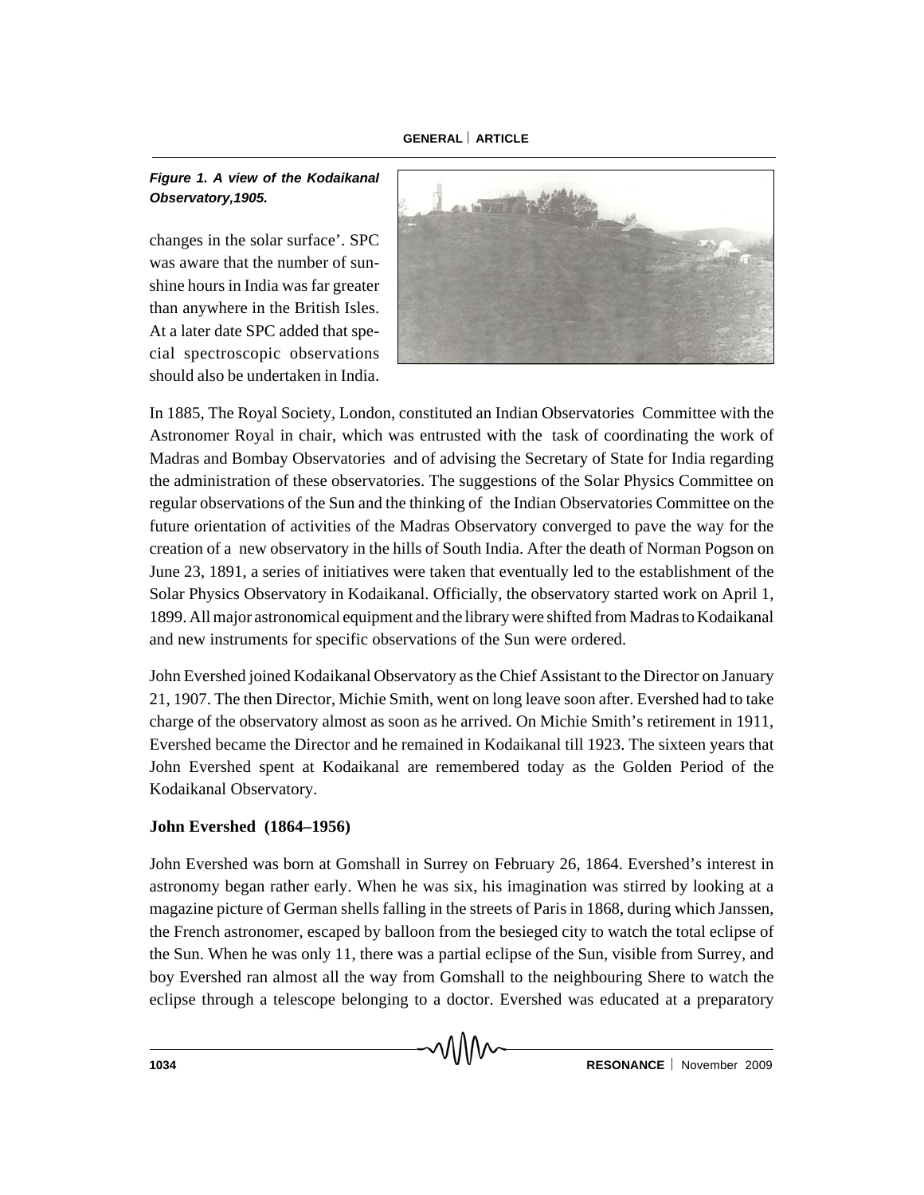*Figure 1. A view of the Kodaikanal Observatory,1905.*

changes in the solar surface'. SPC was aware that the number of sunshine hours in India was far greater than anywhere in the British Isles. At a later date SPC added that special spectroscopic observations should also be undertaken in India.

In 1885, The Royal Society, London, constituted an Indian Observatories Committee with the Astronomer Royal in chair, which was entrusted with the task of coordinating the work of Madras and Bombay Observatories and of advising the Secretary of State for India regarding the administration of these observatories. The suggestions of the Solar Physics Committee on regular observations of the Sun and the thinking of the Indian Observatories Committee on the future orientation of activities of the Madras Observatory converged to pave the way for the creation of a new observatory in the hills of South India. After the death of Norman Pogson on June 23, 1891, a series of initiatives were taken that eventually led to the establishment of the Solar Physics Observatory in Kodaikanal. Officially, the observatory started work on April 1, 1899. All major astronomical equipment and the library were shifted from Madras to Kodaikanal and new instruments for specific observations of the Sun were ordered.

John Evershed joined Kodaikanal Observatory as the Chief Assistant to the Director on January 21, 1907. The then Director, Michie Smith, went on long leave soon after. Evershed had to take charge of the observatory almost as soon as he arrived. On Michie Smith's retirement in 1911, Evershed became the Director and he remained in Kodaikanal till 1923. The sixteen years that John Evershed spent at Kodaikanal are remembered today as the Golden Period of the Kodaikanal Observatory.

**John Evershed (1864–1956)**

John Evershed was born at Gomshall in Surrey on February 26, 1864. Evershed's interest in astronomy began rather early. When he was six, his imagination was stirred by looking at a magazine picture of German shells falling in the streets of Paris in 1868, during which Janssen, the French astronomer, escaped by balloon from the besieged city to watch the total eclipse of the Sun. When he was only 11, there was a partial eclipse of the Sun, visible from Surrey, and boy Evershed ran almost all the way from Gomshall to the neighbouring Shere to watch the eclipse through a telescope belonging to a doctor. Evershed was educated at a preparatory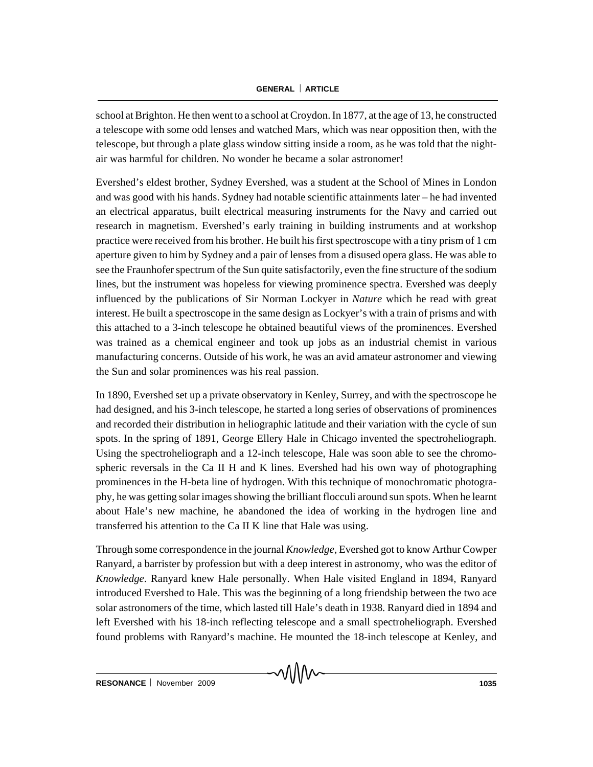school at Brighton. He then went to a school at Croydon. In 1877, at the age of 13, he constructed a telescope with some odd lenses and watched Mars, which was near opposition then, with the telescope, but through a plate glass window sitting inside a room, as he was told that the night-air was harmful for children. No wonder he became a solar astronomer!

Evershed's eldest brother, Sydney Evershed, was a student at the School of Mines in London and was good with his hands. Sydney had notable scientific attainments later – he had invented an electrical apparatus, built electrical measuring instruments for the Navy and carried out research in magnetism. Evershed's early training in building instruments and at workshop practice were received from his brother. He built his first spectroscope with a tiny prism of 1 cm aperture given to him by Sydney and a pair of lenses from a disused opera glass. He was able to see the Fraunhofer spectrum of the Sun quite satisfactorily, even the fine structure of the sodium lines, but the instrument was hopeless for viewing prominence spectra. Evershed was deeply influenced by the publications of Sir Norman Lockyer in *Nature* which he read with great interest. He built a spectroscope in the same design as Lockyer's with a train of prisms and with this attached to a 3-inch telescope he obtained beautiful views of the prominences. Evershed was trained as a chemical engineer and took up jobs as an industrial chemist in various manufacturing concerns. Outside of his work, he was an avid amateur astronomer and viewing the Sun and solar prominences was his real passion.

In 1890, Evershed set up a private observatory in Kenley, Surrey, and with the spectroscope he had designed, and his 3-inch telescope, he started a long series of observations of prominences and recorded their distribution in heliographic latitude and their variation with the cycle of sun spots. In the spring of 1891, George Ellery Hale in Chicago invented the spectroheliograph. Using the spectroheliograph and a 12-inch telescope, Hale was soon able to see the chromospheric reversals in the Ca II H and K lines. Evershed had his own way of photographing prominences in the H-beta line of hydrogen. With this technique of monochromatic photography, he was getting solar images showing the brilliant flocculi around sun spots. When he learnt about Hale's new machine, he abandoned the idea of working in the hydrogen line and transferred his attention to the Ca II K line that Hale was using.

Through some correspondence in the journal *Knowledge*, Evershed got to know Arthur Cowper Ranyard, a barrister by profession but with a deep interest in astronomy, who was the editor of *Knowledge*. Ranyard knew Hale personally. When Hale visited England in 1894, Ranyard introduced Evershed to Hale. This was the beginning of a long friendship between the two ace solar astronomers of the time, which lasted till Hale's death in 1938. Ranyard died in 1894 and left Evershed with his 18-inch reflecting telescope and a small spectroheliograph. Evershed found problems with Ranyard's machine. He mounted the 18-inch telescope at Kenley, and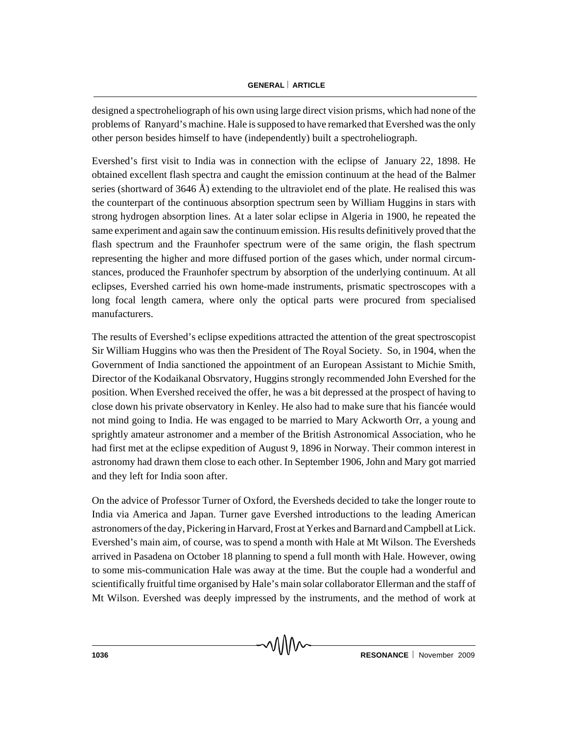designed a spectroheliograph of his own using large direct vision prisms, which had none of the problems of Ranyard's machine. Hale is supposed to have remarked that Evershed was the only other person besides himself to have (independently) built a spectroheliograph.

Evershed's first visit to India was in connection with the eclipse of January 22, 1898. He obtained excellent flash spectra and caught the emission continuum at the head of the Balmer series (shortward of 3646 Å) extending to the ultraviolet end of the plate. He realised this was the counterpart of the continuous absorption spectrum seen by William Huggins in stars with strong hydrogen absorption lines. At a later solar eclipse in Algeria in 1900, he repeated the same experiment and again saw the continuum emission. His results definitively proved that the flash spectrum and the Fraunhofer spectrum were of the same origin, the flash spectrum representing the higher and more diffused portion of the gases which, under normal circumstances, produced the Fraunhofer spectrum by absorption of the underlying continuum. At all eclipses, Evershed carried his own home-made instruments, prismatic spectroscopes with a long focal length camera, where only the optical parts were procured from specialised manufacturers.

The results of Evershed's eclipse expeditions attracted the attention of the great spectroscopist Sir William Huggins who was then the President of The Royal Society. So, in 1904, when the Government of India sanctioned the appointment of an European Assistant to Michie Smith, Director of the Kodaikanal Obsrvatory, Huggins strongly recommended John Evershed for the position. When Evershed received the offer, he was a bit depressed at the prospect of having to close down his private observatory in Kenley. He also had to make sure that his fiancée would not mind going to India. He was engaged to be married to Mary Ackworth Orr, a young and sprightly amateur astronomer and a member of the British Astronomical Association, who he had first met at the eclipse expedition of August 9, 1896 in Norway. Their common interest in astronomy had drawn them close to each other. In September 1906, John and Mary got married and they left for India soon after.

On the advice of Professor Turner of Oxford, the Eversheds decided to take the longer route to India via America and Japan. Turner gave Evershed introductions to the leading American astronomers of the day, Pickering in Harvard, Frost at Yerkes and Barnard and Campbell at Lick. Evershed's main aim, of course, was to spend a month with Hale at Mt Wilson. The Eversheds arrived in Pasadena on October 18 planning to spend a full month with Hale. However, owing to some mis-communication Hale was away at the time. But the couple had a wonderful and scientifically fruitful time organised by Hale's main solar collaborator Ellerman and the staff of Mt Wilson. Evershed was deeply impressed by the instruments, and the method of work at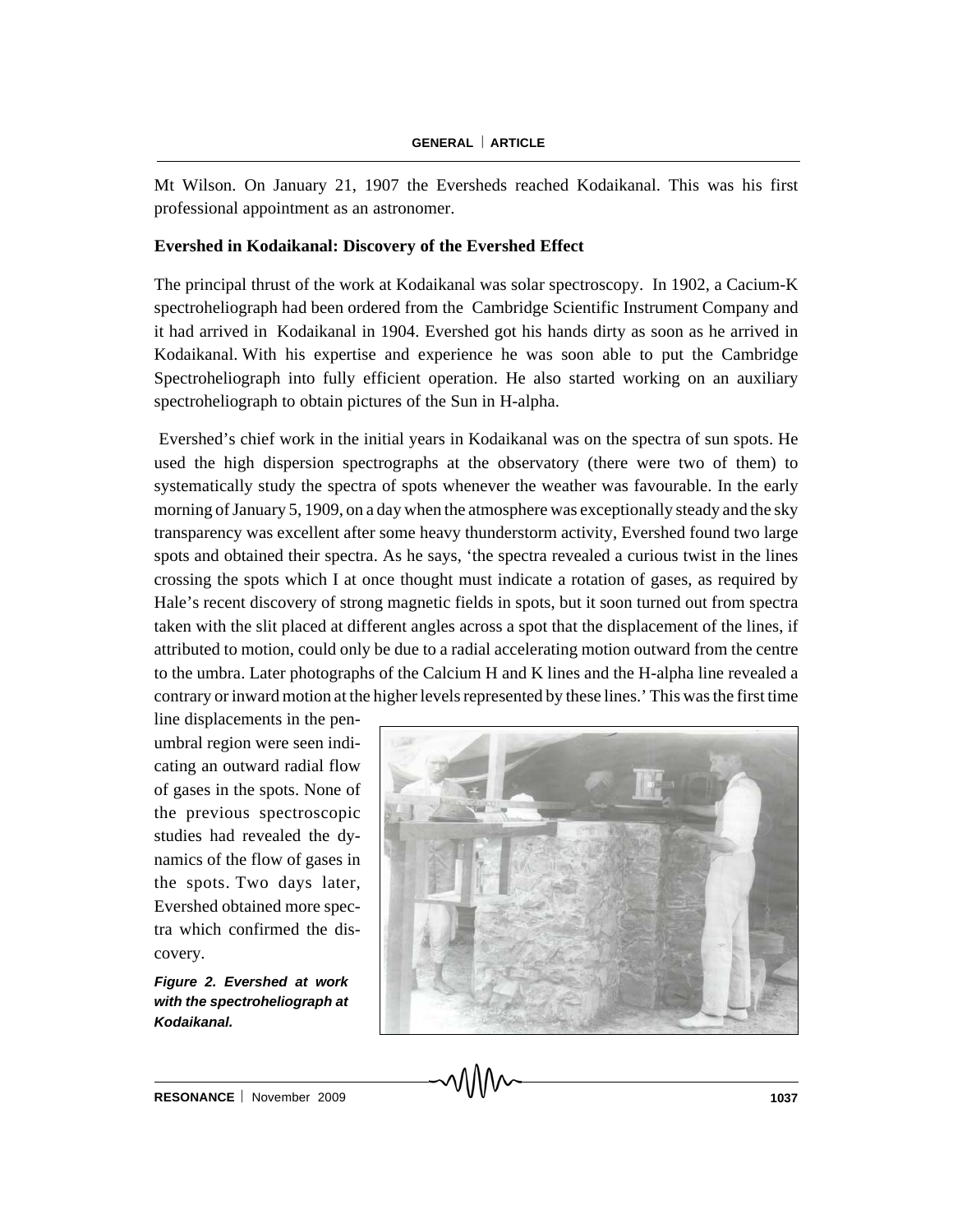Mt Wilson. On January 21, 1907 the Eversheds reached Kodaikanal. This was his first professional appointment as an astronomer.

**Evershed in Kodaikanal: Discovery of the Evershed Effect**

The principal thrust of the work at Kodaikanal was solar spectroscopy. In 1902, a Cacium-K spectroheliograph had been ordered from the Cambridge Scientific Instrument Company and it had arrived in Kodaikanal in 1904. Evershed got his hands dirty as soon as he arrived in Kodaikanal. With his expertise and experience he was soon able to put the Cambridge Spectroheliograph into fully efficient operation. He also started working on an auxiliary spectroheliograph to obtain pictures of the Sun in H-alpha.

Evershed's chief work in the initial years in Kodaikanal was on the spectra of sun spots. He used the high dispersion spectrographs at the observatory (there were two of them) to systematically study the spectra of spots whenever the weather was favourable. In the early morning of January 5, 1909, on a day when the atmosphere was exceptionally steady and the sky transparency was excellent after some heavy thunderstorm activity, Evershed found two large spots and obtained their spectra. As he says, 'the spectra revealed a curious twist in the lines crossing the spots which I at once thought must indicate a rotation of gases, as required by Hale's recent discovery of strong magnetic fields in spots, but it soon turned out from spectra taken with the slit placed at different angles across a spot that the displacement of the lines, if attributed to motion, could only be due to a radial accelerating motion outward from the centre to the umbra. Later photographs of the Calcium H and K lines and the H-alpha line revealed a contrary or inward motion at the higher levels represented by these lines.' This was the first time line displacements in the penumbral region were seen indicating an outward radial flow of gases in the spots. None of the previous spectroscopic studies had revealed the dynamics of the flow of gases in the spots. Two days later, Evershed obtained more spectra which confirmed the discovery.

***Figure 2. Evershed at work with the spectroheliograph at Kodaikanal.***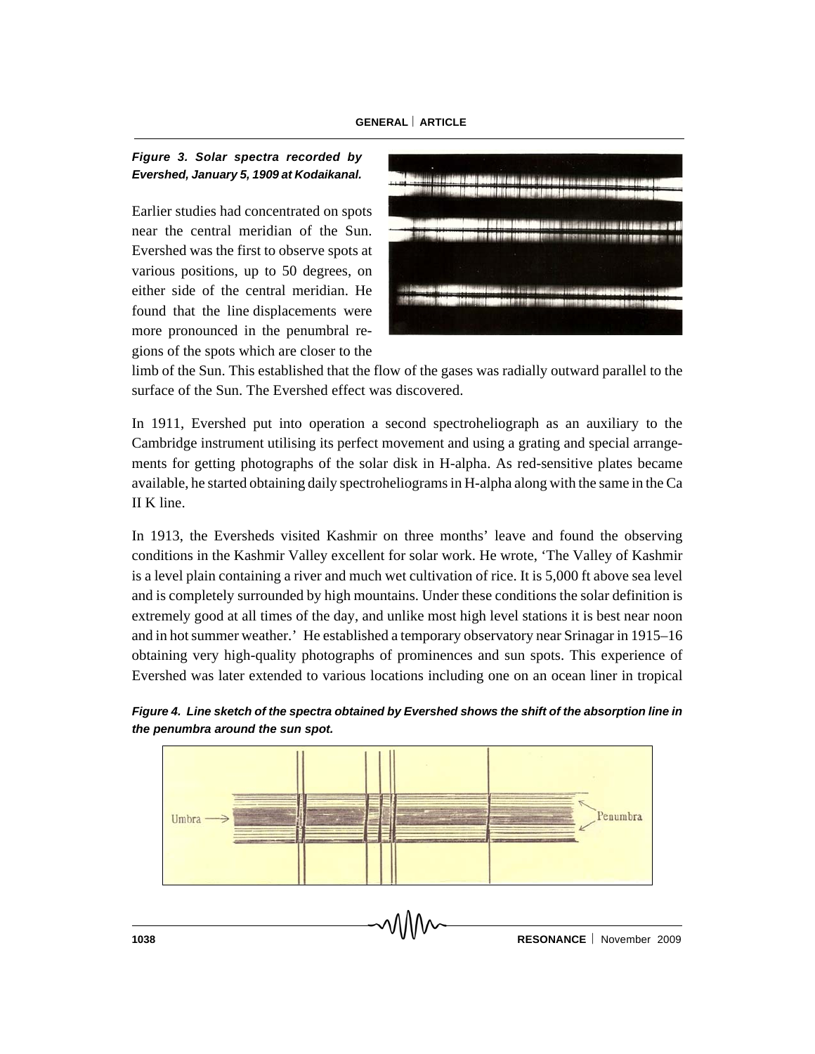*Figure 3. Solar spectra recorded by Evershed, January 5, 1909 at Kodaikanal.*

Earlier studies had concentrated on spots near the central meridian of the Sun. Evershed was the first to observe spots at various positions, up to 50 degrees, on either side of the central meridian. He found that the line displacements were more pronounced in the penumbral regions of the spots which are closer to the limb of the Sun. This established that the flow of the gases was radially outward parallel to the surface of the Sun. The Evershed effect was discovered.

In 1911, Evershed put into operation a second spectroheliograph as an auxiliary to the Cambridge instrument utilising its perfect movement and using a grating and special arrangements for getting photographs of the solar disk in H-alpha. As red-sensitive plates became available, he started obtaining daily spectroheliograms in H-alpha along with the same in the Ca II K line.

In 1913, the Eversheds visited Kashmir on three months' leave and found the observing conditions in the Kashmir Valley excellent for solar work. He wrote, 'The Valley of Kashmir is a level plain containing a river and much wet cultivation of rice. It is 5,000 ft above sea level and is completely surrounded by high mountains. Under these conditions the solar definition is extremely good at all times of the day, and unlike most high level stations it is best near noon and in hot summer weather.' He established a temporary observatory near Srinagar in 1915–16 obtaining very high-quality photographs of prominences and sun spots. This experience of Evershed was later extended to various locations including one on an ocean liner in tropical

*Figure 4. Line sketch of the spectra obtained by Evershed shows the shift of the absorption line in the penumbra around the sun spot.*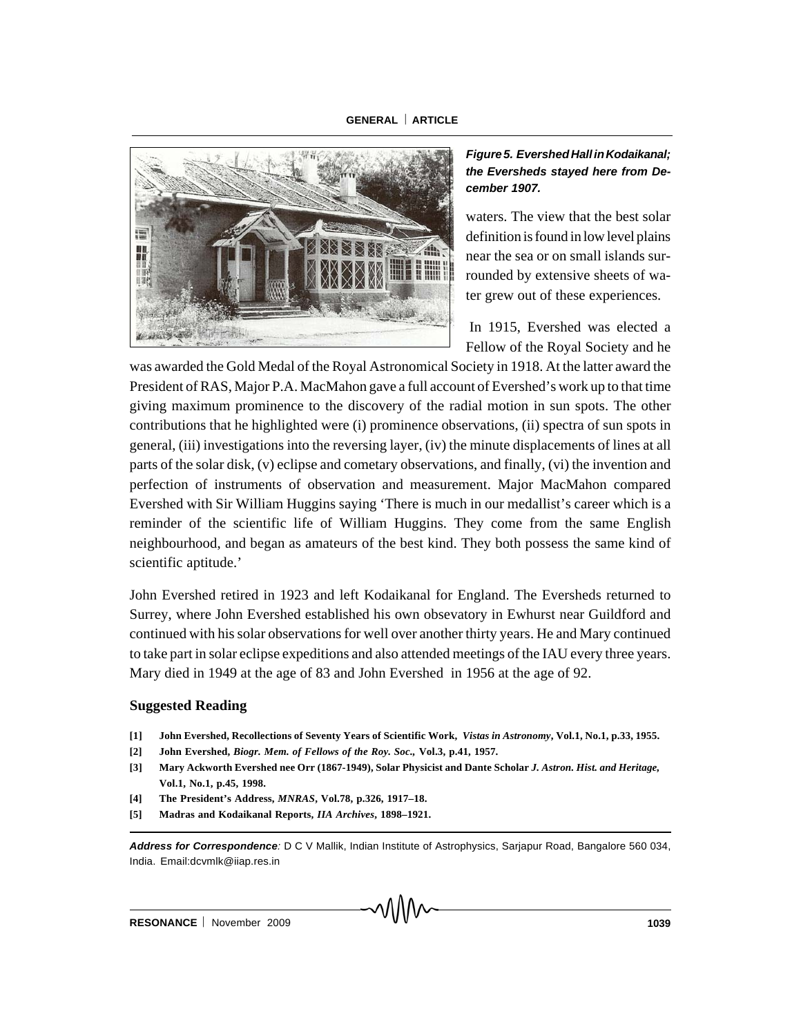*Figure 5. Evershed Hall in Kodaikanal; the Eversheds stayed here from December 1907.*

waters. The view that the best solar definition is found in low level plains near the sea or on small islands surrounded by extensive sheets of water grew out of these experiences.

In 1915, Evershed was elected a Fellow of the Royal Society and he was awarded the Gold Medal of the Royal Astronomical Society in 1918. At the latter award the President of RAS, Major P.A. MacMahon gave a full account of Evershed's work up to that time giving maximum prominence to the discovery of the radial motion in sun spots. The other contributions that he highlighted were (i) prominence observations, (ii) spectra of sun spots in general, (iii) investigations into the reversing layer, (iv) the minute displacements of lines at all parts of the solar disk, (v) eclipse and cometary observations, and finally, (vi) the invention and perfection of instruments of observation and measurement. Major MacMahon compared Evershed with Sir William Huggins saying 'There is much in our medallist's career which is a reminder of the scientific life of William Huggins. They come from the same English neighbourhood, and began as amateurs of the best kind. They both possess the same kind of scientific aptitude.'

John Evershed retired in 1923 and left Kodaikanal for England. The Eversheds returned to Surrey, where John Evershed established his own obsevatory in Ewhurst near Guildford and continued with his solar observations for well over another thirty years. He and Mary continued to take part in solar eclipse expeditions and also attended meetings of the IAU every three years. Mary died in 1949 at the age of 83 and John Evershed in 1956 at the age of 92.

## Suggested Reading

**[1] John Evershed, Recollections of Seventy Years of Scientific Work, *Vistas in Astronomy*, Vol.1, No.1, p.33, 1955.**

**[2] John Evershed, *Biogr. Mem. of Fellows of the Roy. Soc.*, Vol.3, p.41, 1957.**

**[3] Mary Ackworth Evershed nee Orr (1867-1949), Solar Physicist and Dante Scholar *J. Astron. Hist. and Heritage*, Vol.1, No.1, p.45, 1998.**

**[4] The President's Address, *MNRAS*, Vol.78, p.326, 1917–18.**

**[5] Madras and Kodaikanal Reports, *IIA Archives*, 1898–1921.**

***Address for Correspondence*:** D C V Mallik, Indian Institute of Astrophysics, Sarjapur Road, Bangalore 560 034, India. Email:dcvmlk@iiap.res.in